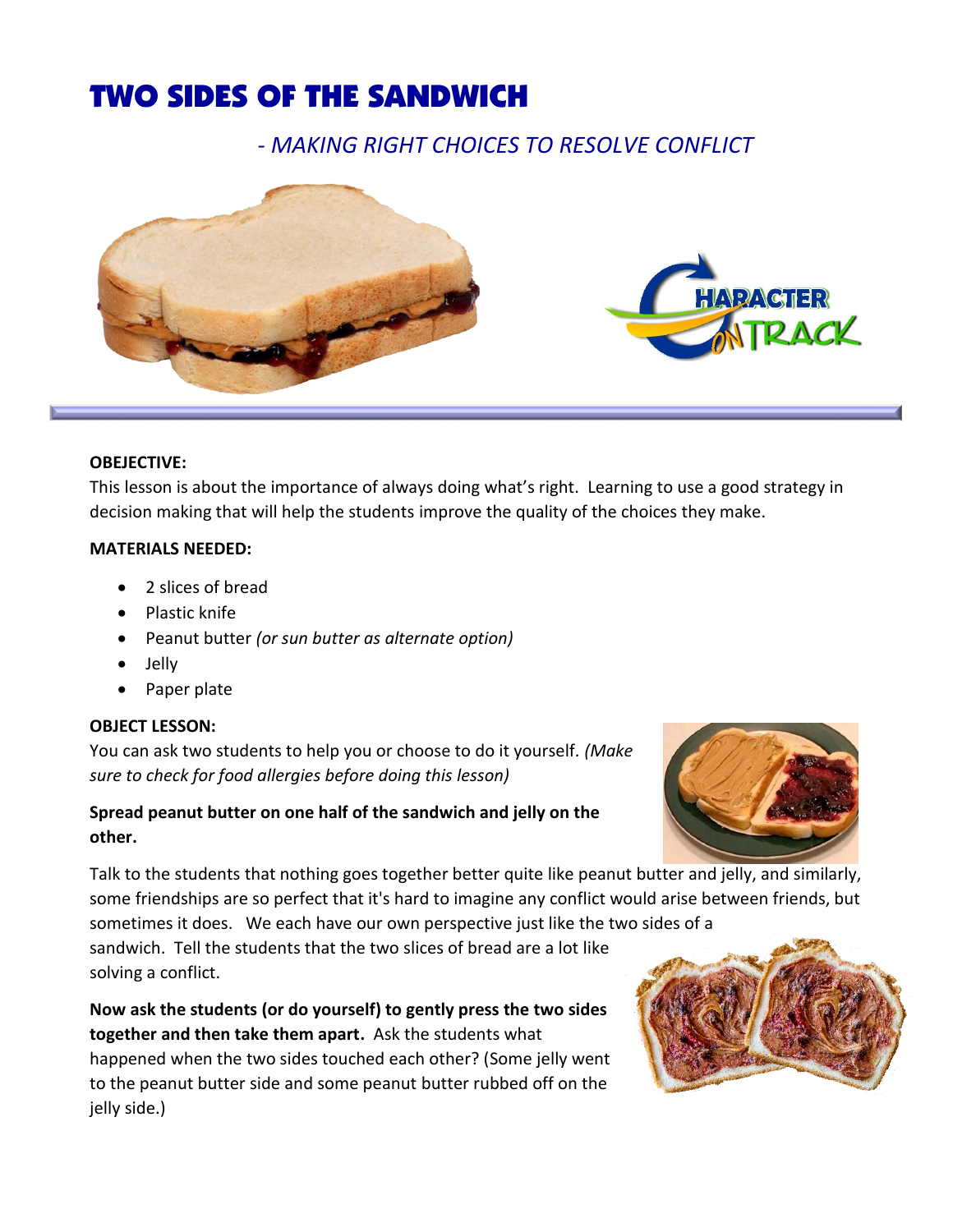# TWO SIDES OF THE SANDWICH

## *- MAKING RIGHT CHOICES TO RESOLVE CONFLICT*

**OBEJECTIVE:**

This lesson is about the importance of always doing what's right. Learning to use a good strategy in decision making that will help the students improve the quality of the choices they make.

**MATERIALS NEEDED:**

- 2 slices of bread
- Plastic knife
- Peanut butter *(or sun butter as alternate option)*
- Jelly
- Paper plate

**OBJECT LESSON:**

You can ask two students to help you or choose to do it yourself. *(Make sure to check for food allergies before doing this lesson)*

**Spread peanut butter on one half of the sandwich and jelly on the other.**

Talk to the students that nothing goes together better quite like peanut butter and jelly, and similarly, some friendships are so perfect that it's hard to imagine any conflict would arise between friends, but sometimes it does. We each have our own perspective just like the two sides of a sandwich. Tell the students that the two slices of bread are a lot like solving a conflict.

**Now ask the students (or do yourself) to gently press the two sides together and then take them apart.** Ask the students what happened when the two sides touched each other? (Some jelly went to the peanut butter side and some peanut butter rubbed off on the jelly side.)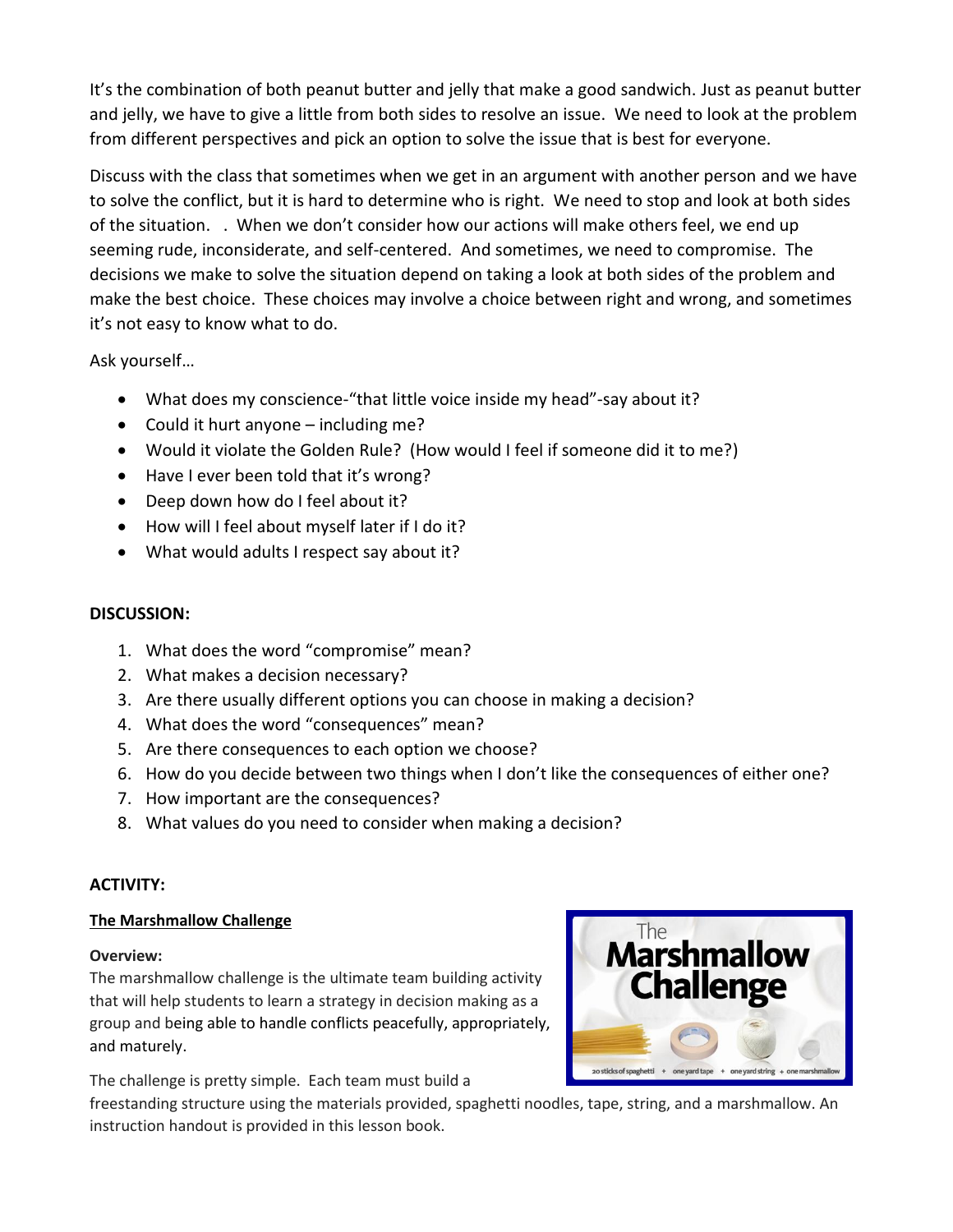It's the combination of both peanut butter and jelly that make a good sandwich. Just as peanut butter and jelly, we have to give a little from both sides to resolve an issue. We need to look at the problem from different perspectives and pick an option to solve the issue that is best for everyone.

Discuss with the class that sometimes when we get in an argument with another person and we have to solve the conflict, but it is hard to determine who is right. We need to stop and look at both sides of the situation. . When we don't consider how our actions will make others feel, we end up seeming rude, inconsiderate, and self-centered. And sometimes, we need to compromise. The decisions we make to solve the situation depend on taking a look at both sides of the problem and make the best choice. These choices may involve a choice between right and wrong, and sometimes it's not easy to know what to do.

Ask yourself…

- What does my conscience-"that little voice inside my head"-say about it?
- Could it hurt anyone – including me?
- Would it violate the Golden Rule? (How would I feel if someone did it to me?)
- Have I ever been told that it's wrong?
- Deep down how do I feel about it?
- How will I feel about myself later if I do it?
- What would adults I respect say about it?

**DISCUSSION:**

1. What does the word "compromise" mean?
2. What makes a decision necessary?
3. Are there usually different options you can choose in making a decision?
4. What does the word "consequences" mean?
5. Are there consequences to each option we choose?
6. How do you decide between two things when I don't like the consequences of either one?
7. How important are the consequences?
8. What values do you need to consider when making a decision?

**ACTIVITY:**

**The Marshmallow Challenge**

**Overview:**

The marshmallow challenge is the ultimate team building activity that will help students to learn a strategy in decision making as a group and being able to handle conflicts peacefully, appropriately, and maturely.

The challenge is pretty simple. Each team must build a freestanding structure using the materials provided, spaghetti noodles, tape, string, and a marshmallow. An instruction handout is provided in this lesson book.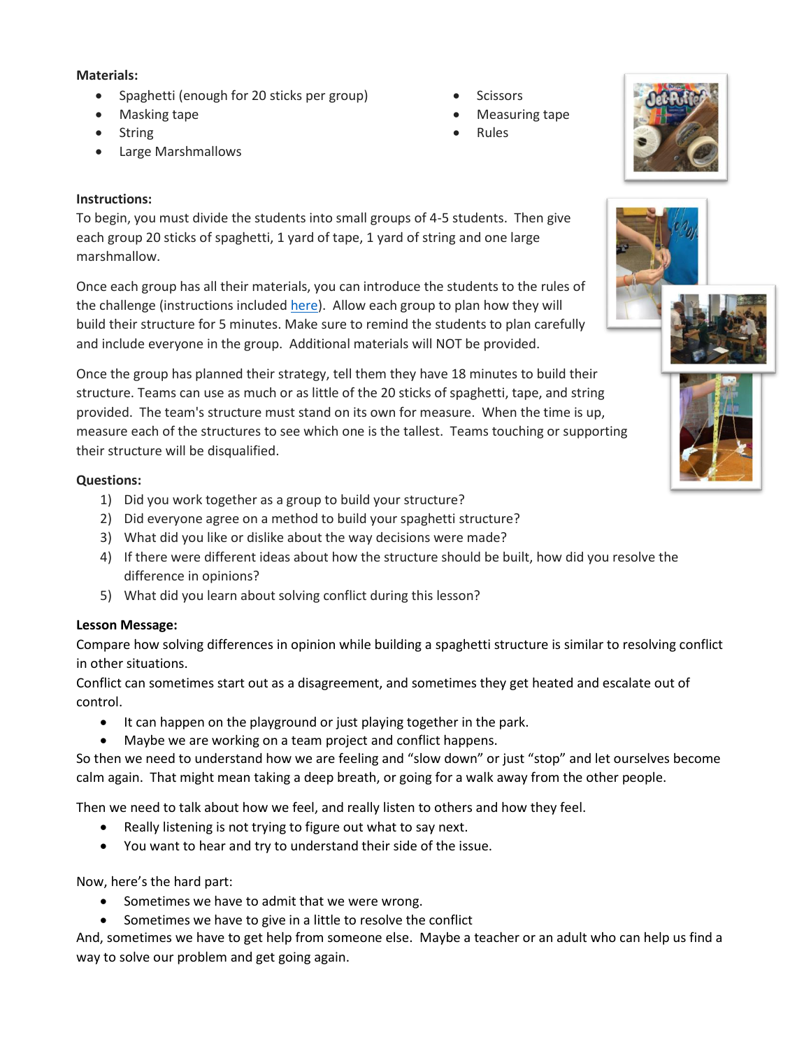**Materials:**

- Spaghetti (enough for 20 sticks per group)
- Masking tape
- String
- Large Marshmallows
- Scissors
- Measuring tape
- Rules

**Instructions:**
To begin, you must divide the students into small groups of 4-5 students. Then give each group 20 sticks of spaghetti, 1 yard of tape, 1 yard of string and one large marshmallow.

Once each group has all their materials, you can introduce the students to the rules of the challenge (instructions included here). Allow each group to plan how they will build their structure for 5 minutes. Make sure to remind the students to plan carefully and include everyone in the group. Additional materials will NOT be provided.

Once the group has planned their strategy, tell them they have 18 minutes to build their structure. Teams can use as much or as little of the 20 sticks of spaghetti, tape, and string provided. The team's structure must stand on its own for measure. When the time is up, measure each of the structures to see which one is the tallest. Teams touching or supporting their structure will be disqualified.

**Questions:**

1) Did you work together as a group to build your structure?
2) Did everyone agree on a method to build your spaghetti structure?
3) What did you like or dislike about the way decisions were made?
4) If there were different ideas about how the structure should be built, how did you resolve the difference in opinions?
5) What did you learn about solving conflict during this lesson?

**Lesson Message:**
Compare how solving differences in opinion while building a spaghetti structure is similar to resolving conflict in other situations.
Conflict can sometimes start out as a disagreement, and sometimes they get heated and escalate out of control.

- It can happen on the playground or just playing together in the park.
- Maybe we are working on a team project and conflict happens.

So then we need to understand how we are feeling and "slow down" or just "stop" and let ourselves become calm again. That might mean taking a deep breath, or going for a walk away from the other people.

Then we need to talk about how we feel, and really listen to others and how they feel.

- Really listening is not trying to figure out what to say next.
- You want to hear and try to understand their side of the issue.

Now, here's the hard part:

- Sometimes we have to admit that we were wrong.
- Sometimes we have to give in a little to resolve the conflict

And, sometimes we have to get help from someone else. Maybe a teacher or an adult who can help us find a way to solve our problem and get going again.